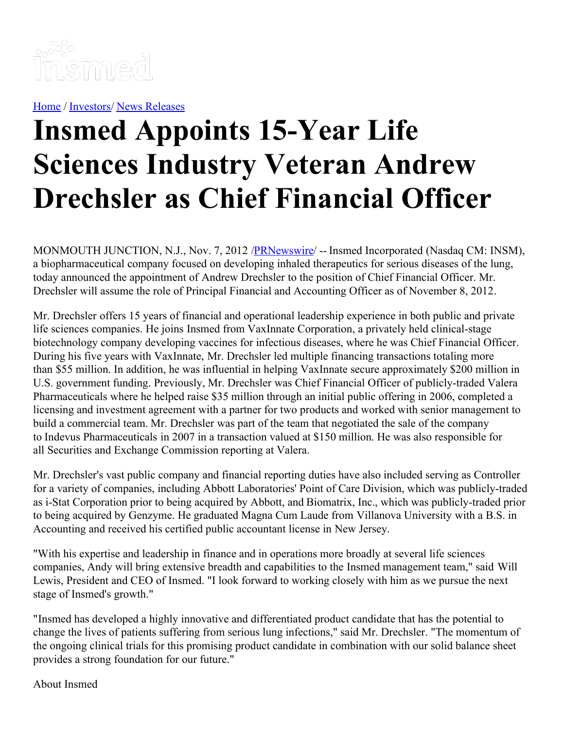[Home](#) / [Investors](#)/ [News Releases](#)

# Insmed Appoints 15-Year Life Sciences Industry Veteran Andrew Drechsler as Chief Financial Officer

MONMOUTH JUNCTION, N.J., Nov. 7, 2012 /[PRNewswire](#)/ -- Insmed Incorporated (Nasdaq CM: INSM), a biopharmaceutical company focused on developing inhaled therapeutics for serious diseases of the lung, today announced the appointment of Andrew Drechsler to the position of Chief Financial Officer. Mr. Drechsler will assume the role of Principal Financial and Accounting Officer as of November 8, 2012.

Mr. Drechsler offers 15 years of financial and operational leadership experience in both public and private life sciences companies. He joins Insmed from VaxInnate Corporation, a privately held clinical-stage biotechnology company developing vaccines for infectious diseases, where he was Chief Financial Officer. During his five years with VaxInnate, Mr. Drechsler led multiple financing transactions totaling more than $55 million. In addition, he was influential in helping VaxInnate secure approximately $200 million in U.S. government funding. Previously, Mr. Drechsler was Chief Financial Officer of publicly-traded Valera Pharmaceuticals where he helped raise $35 million through an initial public offering in 2006, completed a licensing and investment agreement with a partner for two products and worked with senior management to build a commercial team. Mr. Drechsler was part of the team that negotiated the sale of the company to Indevus Pharmaceuticals in 2007 in a transaction valued at $150 million. He was also responsible for all Securities and Exchange Commission reporting at Valera.

Mr. Drechsler's vast public company and financial reporting duties have also included serving as Controller for a variety of companies, including Abbott Laboratories' Point of Care Division, which was publicly-traded as i-Stat Corporation prior to being acquired by Abbott, and Biomatrix, Inc., which was publicly-traded prior to being acquired by Genzyme. He graduated Magna Cum Laude from Villanova University with a B.S. in Accounting and received his certified public accountant license in New Jersey.

"With his expertise and leadership in finance and in operations more broadly at several life sciences companies, Andy will bring extensive breadth and capabilities to the Insmed management team," said Will Lewis, President and CEO of Insmed. "I look forward to working closely with him as we pursue the next stage of Insmed's growth."

"Insmed has developed a highly innovative and differentiated product candidate that has the potential to change the lives of patients suffering from serious lung infections," said Mr. Drechsler. "The momentum of the ongoing clinical trials for this promising product candidate in combination with our solid balance sheet provides a strong foundation for our future."

About Insmed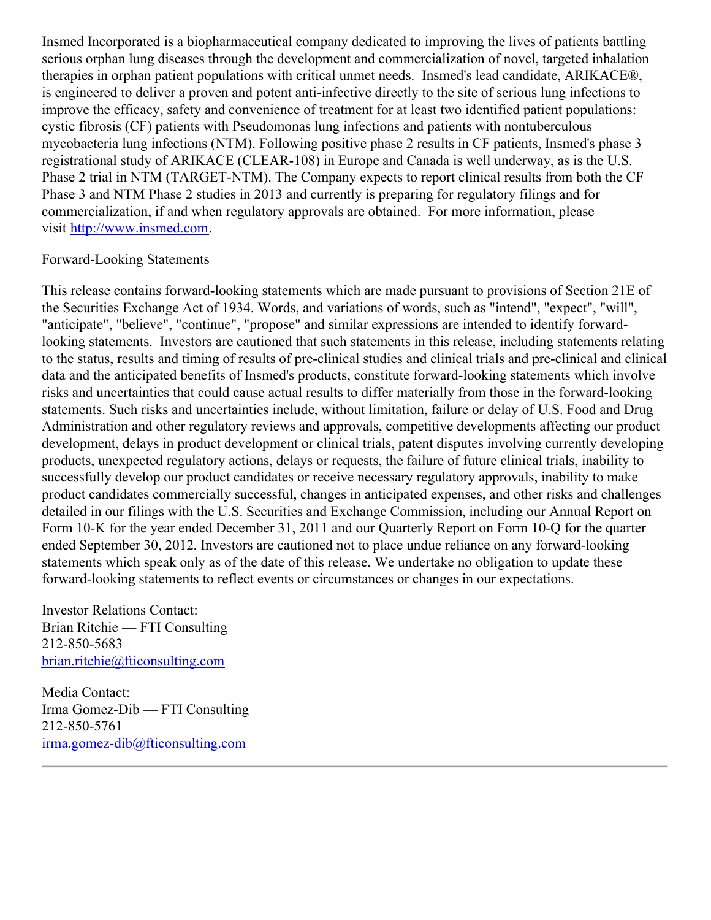Insmed Incorporated is a biopharmaceutical company dedicated to improving the lives of patients battling serious orphan lung diseases through the development and commercialization of novel, targeted inhalation therapies in orphan patient populations with critical unmet needs. Insmed's lead candidate, ARIKACE®, is engineered to deliver a proven and potent anti-infective directly to the site of serious lung infections to improve the efficacy, safety and convenience of treatment for at least two identified patient populations: cystic fibrosis (CF) patients with Pseudomonas lung infections and patients with nontuberculous mycobacteria lung infections (NTM). Following positive phase 2 results in CF patients, Insmed's phase 3 registrational study of ARIKACE (CLEAR-108) in Europe and Canada is well underway, as is the U.S. Phase 2 trial in NTM (TARGET-NTM). The Company expects to report clinical results from both the CF Phase 3 and NTM Phase 2 studies in 2013 and currently is preparing for regulatory filings and for commercialization, if and when regulatory approvals are obtained. For more information, please visit [http://www.insmed.com](http://www.insmed.com).

Forward-Looking Statements

This release contains forward-looking statements which are made pursuant to provisions of Section 21E of the Securities Exchange Act of 1934. Words, and variations of words, such as "intend", "expect", "will", "anticipate", "believe", "continue", "propose" and similar expressions are intended to identify forward-looking statements. Investors are cautioned that such statements in this release, including statements relating to the status, results and timing of results of pre-clinical studies and clinical trials and pre-clinical and clinical data and the anticipated benefits of Insmed's products, constitute forward-looking statements which involve risks and uncertainties that could cause actual results to differ materially from those in the forward-looking statements. Such risks and uncertainties include, without limitation, failure or delay of U.S. Food and Drug Administration and other regulatory reviews and approvals, competitive developments affecting our product development, delays in product development or clinical trials, patent disputes involving currently developing products, unexpected regulatory actions, delays or requests, the failure of future clinical trials, inability to successfully develop our product candidates or receive necessary regulatory approvals, inability to make product candidates commercially successful, changes in anticipated expenses, and other risks and challenges detailed in our filings with the U.S. Securities and Exchange Commission, including our Annual Report on Form 10-K for the year ended December 31, 2011 and our Quarterly Report on Form 10-Q for the quarter ended September 30, 2012. Investors are cautioned not to place undue reliance on any forward-looking statements which speak only as of the date of this release. We undertake no obligation to update these forward-looking statements to reflect events or circumstances or changes in our expectations.

Investor Relations Contact:
Brian Ritchie — FTI Consulting
212-850-5683
[brian.ritchie@fticonsulting.com](mailto:brian.ritchie@fticonsulting.com)

Media Contact:
Irma Gomez-Dib — FTI Consulting
212-850-5761
[irma.gomez-dib@fticonsulting.com](mailto:irma.gomez-dib@fticonsulting.com)